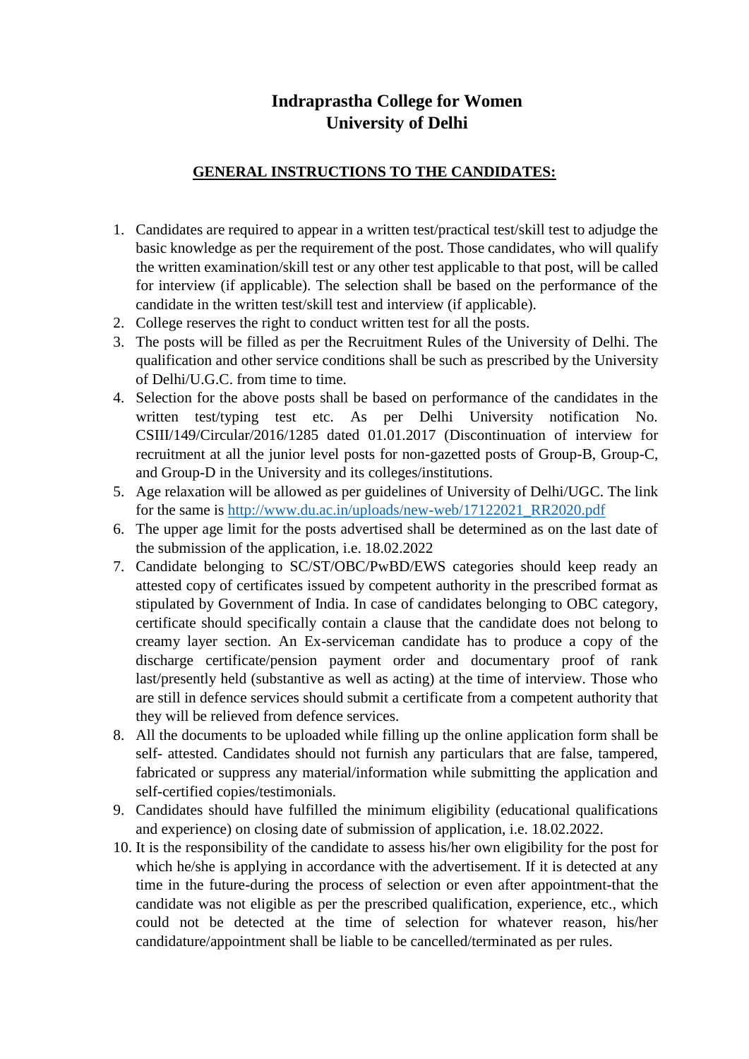# Indraprastha College for Women
# University of Delhi

## GENERAL INSTRUCTIONS TO THE CANDIDATES:

1. Candidates are required to appear in a written test/practical test/skill test to adjudge the basic knowledge as per the requirement of the post. Those candidates, who will qualify the written examination/skill test or any other test applicable to that post, will be called for interview (if applicable). The selection shall be based on the performance of the candidate in the written test/skill test and interview (if applicable).
2. College reserves the right to conduct written test for all the posts.
3. The posts will be filled as per the Recruitment Rules of the University of Delhi. The qualification and other service conditions shall be such as prescribed by the University of Delhi/U.G.C. from time to time.
4. Selection for the above posts shall be based on performance of the candidates in the written test/typing test etc. As per Delhi University notification No. CSIII/149/Circular/2016/1285 dated 01.01.2017 (Discontinuation of interview for recruitment at all the junior level posts for non-gazetted posts of Group-B, Group-C, and Group-D in the University and its colleges/institutions.
5. Age relaxation will be allowed as per guidelines of University of Delhi/UGC. The link for the same is [http://www.du.ac.in/uploads/new-web/17122021_RR2020.pdf](http://www.du.ac.in/uploads/new-web/17122021_RR2020.pdf)
6. The upper age limit for the posts advertised shall be determined as on the last date of the submission of the application, i.e. 18.02.2022
7. Candidate belonging to SC/ST/OBC/PwBD/EWS categories should keep ready an attested copy of certificates issued by competent authority in the prescribed format as stipulated by Government of India. In case of candidates belonging to OBC category, certificate should specifically contain a clause that the candidate does not belong to creamy layer section. An Ex-serviceman candidate has to produce a copy of the discharge certificate/pension payment order and documentary proof of rank last/presently held (substantive as well as acting) at the time of interview. Those who are still in defence services should submit a certificate from a competent authority that they will be relieved from defence services.
8. All the documents to be uploaded while filling up the online application form shall be self- attested. Candidates should not furnish any particulars that are false, tampered, fabricated or suppress any material/information while submitting the application and self-certified copies/testimonials.
9. Candidates should have fulfilled the minimum eligibility (educational qualifications and experience) on closing date of submission of application, i.e. 18.02.2022.
10. It is the responsibility of the candidate to assess his/her own eligibility for the post for which he/she is applying in accordance with the advertisement. If it is detected at any time in the future-during the process of selection or even after appointment-that the candidate was not eligible as per the prescribed qualification, experience, etc., which could not be detected at the time of selection for whatever reason, his/her candidature/appointment shall be liable to be cancelled/terminated as per rules.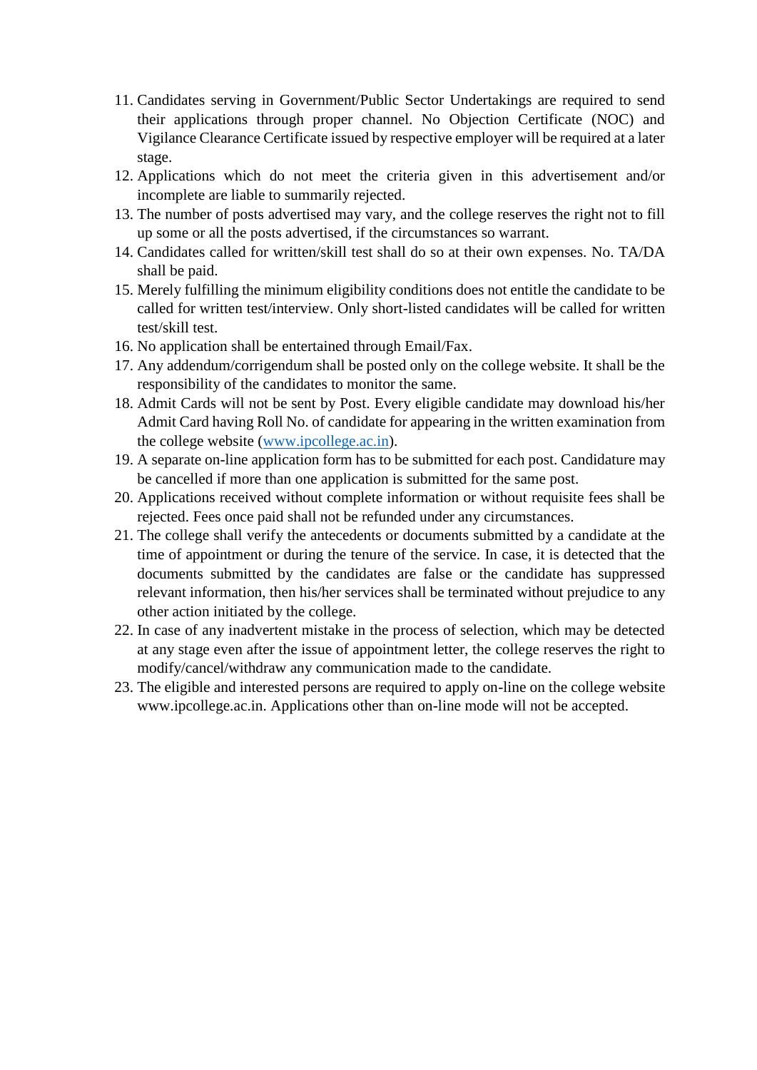11. Candidates serving in Government/Public Sector Undertakings are required to send their applications through proper channel. No Objection Certificate (NOC) and Vigilance Clearance Certificate issued by respective employer will be required at a later stage.
12. Applications which do not meet the criteria given in this advertisement and/or incomplete are liable to summarily rejected.
13. The number of posts advertised may vary, and the college reserves the right not to fill up some or all the posts advertised, if the circumstances so warrant.
14. Candidates called for written/skill test shall do so at their own expenses. No. TA/DA shall be paid.
15. Merely fulfilling the minimum eligibility conditions does not entitle the candidate to be called for written test/interview. Only short-listed candidates will be called for written test/skill test.
16. No application shall be entertained through Email/Fax.
17. Any addendum/corrigendum shall be posted only on the college website. It shall be the responsibility of the candidates to monitor the same.
18. Admit Cards will not be sent by Post. Every eligible candidate may download his/her Admit Card having Roll No. of candidate for appearing in the written examination from the college website (www.ipcollege.ac.in).
19. A separate on-line application form has to be submitted for each post. Candidature may be cancelled if more than one application is submitted for the same post.
20. Applications received without complete information or without requisite fees shall be rejected. Fees once paid shall not be refunded under any circumstances.
21. The college shall verify the antecedents or documents submitted by a candidate at the time of appointment or during the tenure of the service. In case, it is detected that the documents submitted by the candidates are false or the candidate has suppressed relevant information, then his/her services shall be terminated without prejudice to any other action initiated by the college.
22. In case of any inadvertent mistake in the process of selection, which may be detected at any stage even after the issue of appointment letter, the college reserves the right to modify/cancel/withdraw any communication made to the candidate.
23. The eligible and interested persons are required to apply on-line on the college website www.ipcollege.ac.in. Applications other than on-line mode will not be accepted.